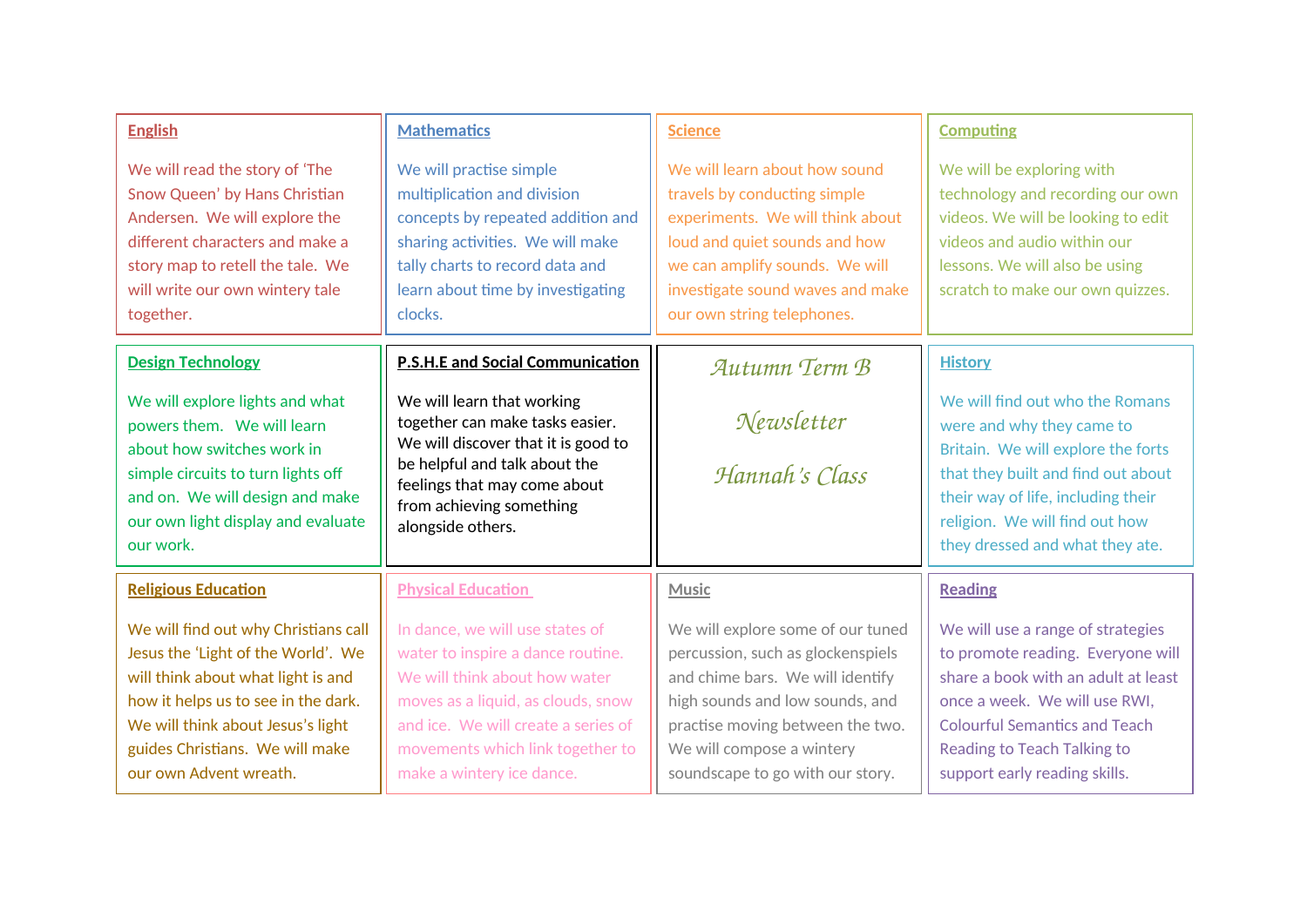# Autumn Term B Newsletter

## Hannah's Class

### English

We will read the story of 'The Snow Queen' by Hans Christian Andersen. We will explore the different characters and make a story map to retell the tale. We will write our own wintery tale together.

### Mathematics

We will practise simple multiplication and division concepts by repeated addition and sharing activities. We will make tally charts to record data and learn about time by investigating clocks.

### Science

We will learn about how sound travels by conducting simple experiments. We will think about loud and quiet sounds and how we can amplify sounds. We will investigate sound waves and make our own string telephones.

### Computing

We will be exploring with technology and recording our own videos. We will be looking to edit videos and audio within our lessons. We will also be using scratch to make our own quizzes.

### Design Technology

We will explore lights and what powers them. We will learn about how switches work in simple circuits to turn lights off and on. We will design and make our own light display and evaluate our work.

### P.S.H.E and Social Communication

We will learn that working together can make tasks easier. We will discover that it is good to be helpful and talk about the feelings that may come about from achieving something alongside others.

### History

We will find out who the Romans were and why they came to Britain. We will explore the forts that they built and find out about their way of life, including their religion. We will find out how they dressed and what they ate.

### Religious Education

We will find out why Christians call Jesus the 'Light of the World'. We will think about what light is and how it helps us to see in the dark. We will think about Jesus's light guides Christians. We will make our own Advent wreath.

### Physical Education

In dance, we will use states of water to inspire a dance routine. We will think about how water moves as a liquid, as clouds, snow and ice. We will create a series of movements which link together to make a wintery ice dance.

### Music

We will explore some of our tuned percussion, such as glockenspiels and chime bars. We will identify high sounds and low sounds, and practise moving between the two. We will compose a wintery soundscape to go with our story.

### Reading

We will use a range of strategies to promote reading. Everyone will share a book with an adult at least once a week. We will use RWI, Colourful Semantics and Teach Reading to Teach Talking to support early reading skills.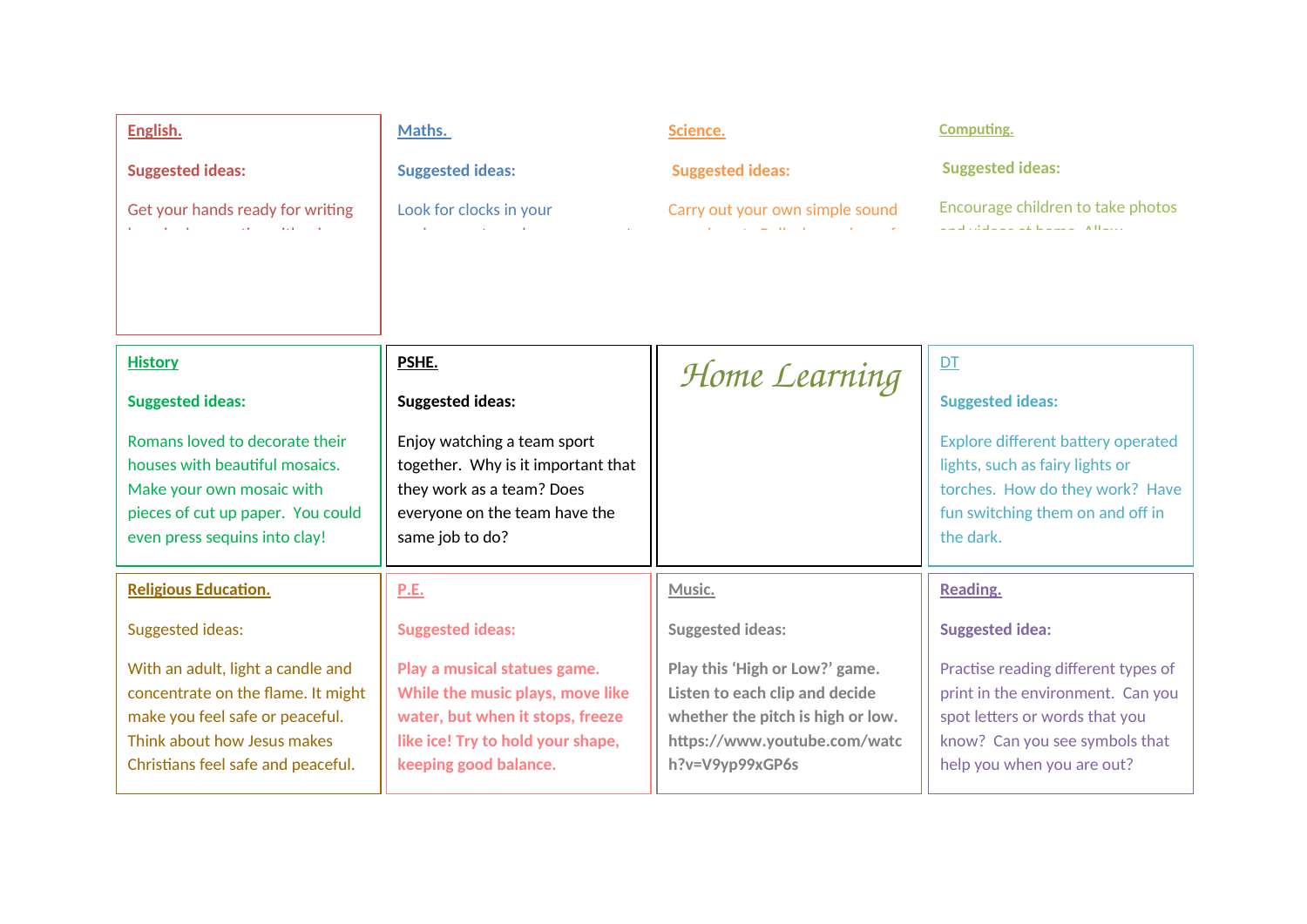**English.**

**Suggested ideas:**

Get your hands ready for writing

**Maths.**

**Suggested ideas:**

Look for clocks in your

**Science.**

**Suggested ideas:**

Carry out your own simple sound

**Computing.**

**Suggested ideas:**

Encourage children to take photos

**History**

**Suggested ideas:**

Romans loved to decorate their houses with beautiful mosaics. Make your own mosaic with pieces of cut up paper. You could even press sequins into clay!

**PSHE.**

**Suggested ideas:**

Enjoy watching a team sport together. Why is it important that they work as a team? Does everyone on the team have the same job to do?

*Home Learning*

**DT**

**Suggested ideas:**

Explore different battery operated lights, such as fairy lights or torches. How do they work? Have fun switching them on and off in the dark.

**Religious Education.**

Suggested ideas:

With an adult, light a candle and concentrate on the flame. It might make you feel safe or peaceful. Think about how Jesus makes Christians feel safe and peaceful.

**P.E.**

**Suggested ideas:**

**Play a musical statues game. While the music plays, move like water, but when it stops, freeze like ice! Try to hold your shape, keeping good balance.**

**Music.**

**Suggested ideas:**

**Play this 'High or Low?' game. Listen to each clip and decide whether the pitch is high or low. https://www.youtube.com/watch?v=V9yp99xGP6s**

**Reading.**

**Suggested idea:**

Practise reading different types of print in the environment. Can you spot letters or words that you know? Can you see symbols that help you when you are out?